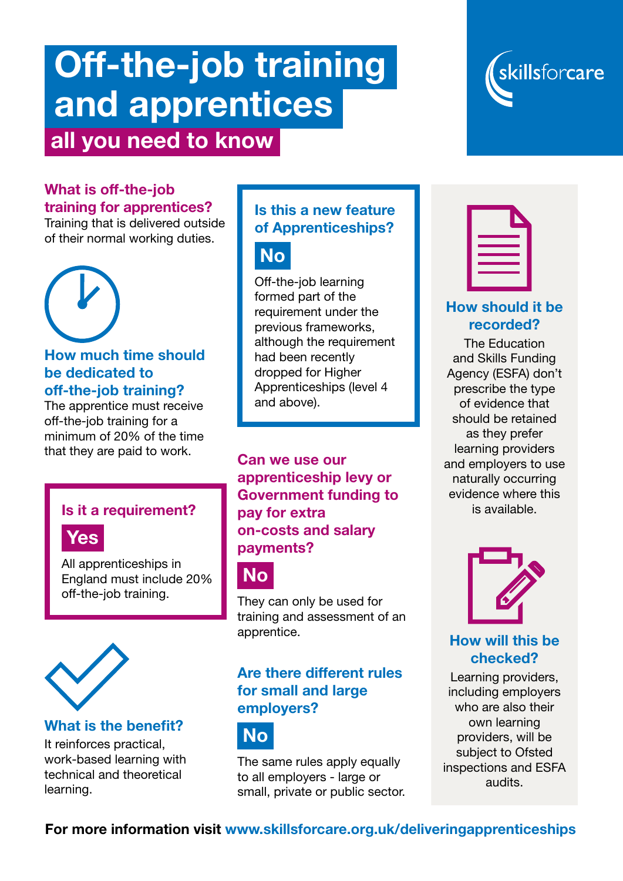# Off-the-job training and apprentices

## all you need to know

skillsforcare

### What is off-the-job training for apprentices?

Training that is delivered outside of their normal working duties.

### How much time should be dedicated to off-the-job training?

The apprentice must receive off-the-job training for a minimum of 20% of the time that they are paid to work.

### Is it a requirement?

**Yes**

All apprenticeships in England must include 20% off-the-job training.

### What is the benefit?

It reinforces practical, work-based learning with technical and theoretical learning.

### Is this a new feature of Apprenticeships?

**No**

Off-the-job learning formed part of the requirement under the previous frameworks, although the requirement had been recently dropped for Higher Apprenticeships (level 4 and above).

### Can we use our apprenticeship levy or Government funding to pay for extra on-costs and salary payments?

**No**

They can only be used for training and assessment of an apprentice.

### Are there different rules for small and large employers?

**No**

The same rules apply equally to all employers - large or small, private or public sector.

### How should it be recorded?

The Education and Skills Funding Agency (ESFA) don't prescribe the type of evidence that should be retained as they prefer learning providers and employers to use naturally occurring evidence where this is available.

### How will this be checked?

Learning providers, including employers who are also their own learning providers, will be subject to Ofsted inspections and ESFA audits.

**For more information visit www.skillsforcare.org.uk/deliveringapprenticeships**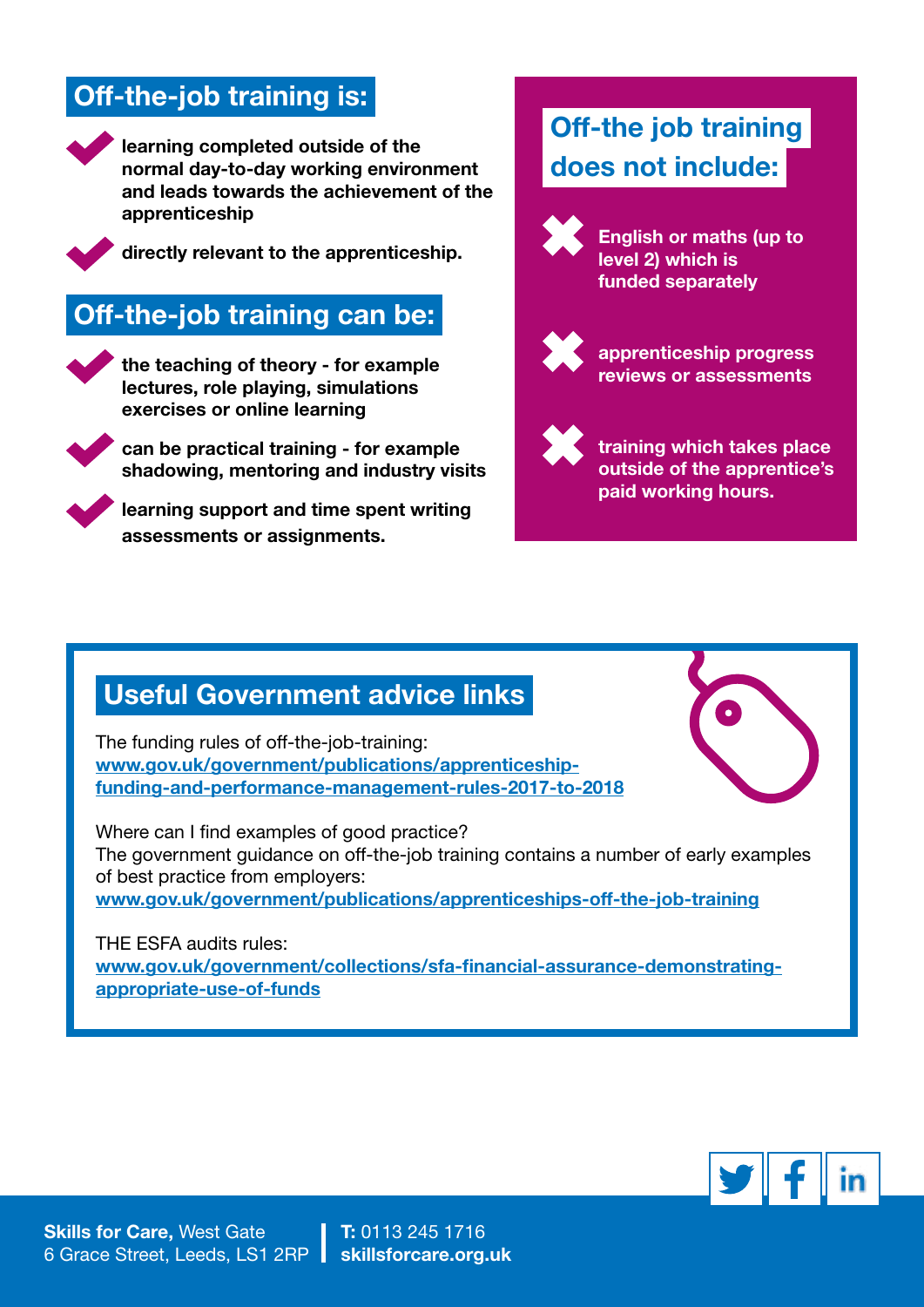## Off-the-job training is:

- learning completed outside of the normal day-to-day working environment and leads towards the achievement of the apprenticeship
- directly relevant to the apprenticeship.

## Off-the-job training can be:

- the teaching of theory - for example lectures, role playing, simulations exercises or online learning
- can be practical training - for example shadowing, mentoring and industry visits
- learning support and time spent writing assessments or assignments.

## Off-the job training does not include:

- English or maths (up to level 2) which is funded separately
- apprenticeship progress reviews or assessments
- training which takes place outside of the apprentice's paid working hours.

## Useful Government advice links

The funding rules of off-the-job-training:
www.gov.uk/government/publications/apprenticeship-funding-and-performance-management-rules-2017-to-2018

Where can I find examples of good practice?
The government guidance on off-the-job training contains a number of early examples of best practice from employers:
www.gov.uk/government/publications/apprenticeships-off-the-job-training

THE ESFA audits rules:
www.gov.uk/government/collections/sfa-financial-assurance-demonstrating-appropriate-use-of-funds

**Skills for Care,** West Gate
6 Grace Street, Leeds, LS1 2RP

**T:** 0113 245 1716
**skillsforcare.org.uk**